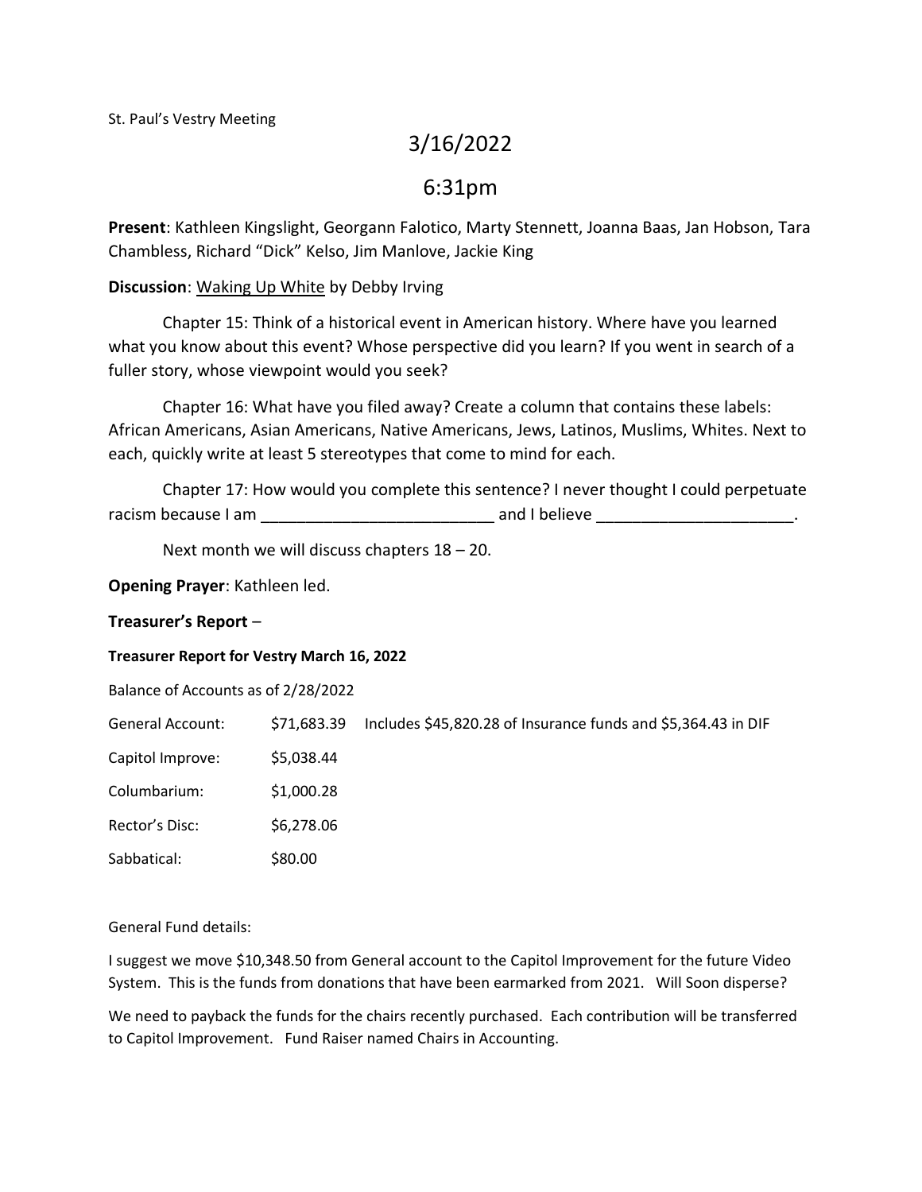St. Paul's Vestry Meeting

# 3/16/2022

# 6:31pm

**Present**: Kathleen Kingslight, Georgann Falotico, Marty Stennett, Joanna Baas, Jan Hobson, Tara Chambless, Richard "Dick" Kelso, Jim Manlove, Jackie King

**Discussion**: Waking Up White by Debby Irving

Chapter 15: Think of a historical event in American history. Where have you learned what you know about this event? Whose perspective did you learn? If you went in search of a fuller story, whose viewpoint would you seek?

Chapter 16: What have you filed away? Create a column that contains these labels: African Americans, Asian Americans, Native Americans, Jews, Latinos, Muslims, Whites. Next to each, quickly write at least 5 stereotypes that come to mind for each.

Chapter 17: How would you complete this sentence? I never thought I could perpetuate racism because I am _________________________ and I believe _____________________.

Next month we will discuss chapters 18 – 20.

**Opening Prayer**: Kathleen led.

**Treasurer's Report** –

**Treasurer Report for Vestry March 16, 2022**

Balance of Accounts as of 2/28/2022

| | | |
|---|---|---|
| General Account: | $71,683.39 | Includes $45,820.28 of Insurance funds and $5,364.43 in DIF |
| Capitol Improve: | $5,038.44 | |
| Columbarium: | $1,000.28 | |
| Rector's Disc: | $6,278.06 | |
| Sabbatical: | $80.00 | |

General Fund details:

I suggest we move $10,348.50 from General account to the Capitol Improvement for the future Video System. This is the funds from donations that have been earmarked from 2021. Will Soon disperse?

We need to payback the funds for the chairs recently purchased. Each contribution will be transferred to Capitol Improvement. Fund Raiser named Chairs in Accounting.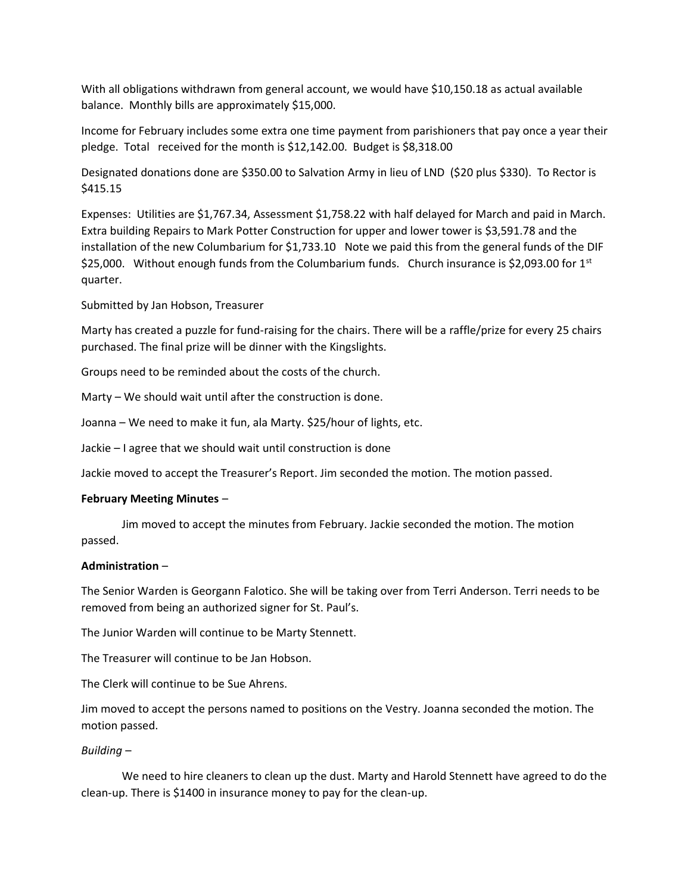With all obligations withdrawn from general account, we would have $10,150.18 as actual available balance. Monthly bills are approximately $15,000.

Income for February includes some extra one time payment from parishioners that pay once a year their pledge. Total received for the month is $12,142.00. Budget is $8,318.00

Designated donations done are $350.00 to Salvation Army in lieu of LND ($20 plus $330). To Rector is $415.15

Expenses: Utilities are $1,767.34, Assessment $1,758.22 with half delayed for March and paid in March. Extra building Repairs to Mark Potter Construction for upper and lower tower is $3,591.78 and the installation of the new Columbarium for $1,733.10 Note we paid this from the general funds of the DIF $25,000. Without enough funds from the Columbarium funds. Church insurance is $2,093.00 for 1st quarter.

Submitted by Jan Hobson, Treasurer

Marty has created a puzzle for fund-raising for the chairs. There will be a raffle/prize for every 25 chairs purchased. The final prize will be dinner with the Kingslights.

Groups need to be reminded about the costs of the church.

Marty – We should wait until after the construction is done.

Joanna – We need to make it fun, ala Marty. $25/hour of lights, etc.

Jackie – I agree that we should wait until construction is done

Jackie moved to accept the Treasurer's Report. Jim seconded the motion. The motion passed.

**February Meeting Minutes** –

Jim moved to accept the minutes from February. Jackie seconded the motion. The motion passed.

**Administration** –

The Senior Warden is Georgann Falotico. She will be taking over from Terri Anderson. Terri needs to be removed from being an authorized signer for St. Paul's.

The Junior Warden will continue to be Marty Stennett.

The Treasurer will continue to be Jan Hobson.

The Clerk will continue to be Sue Ahrens.

Jim moved to accept the persons named to positions on the Vestry. Joanna seconded the motion. The motion passed.

*Building* –

We need to hire cleaners to clean up the dust. Marty and Harold Stennett have agreed to do the clean-up. There is $1400 in insurance money to pay for the clean-up.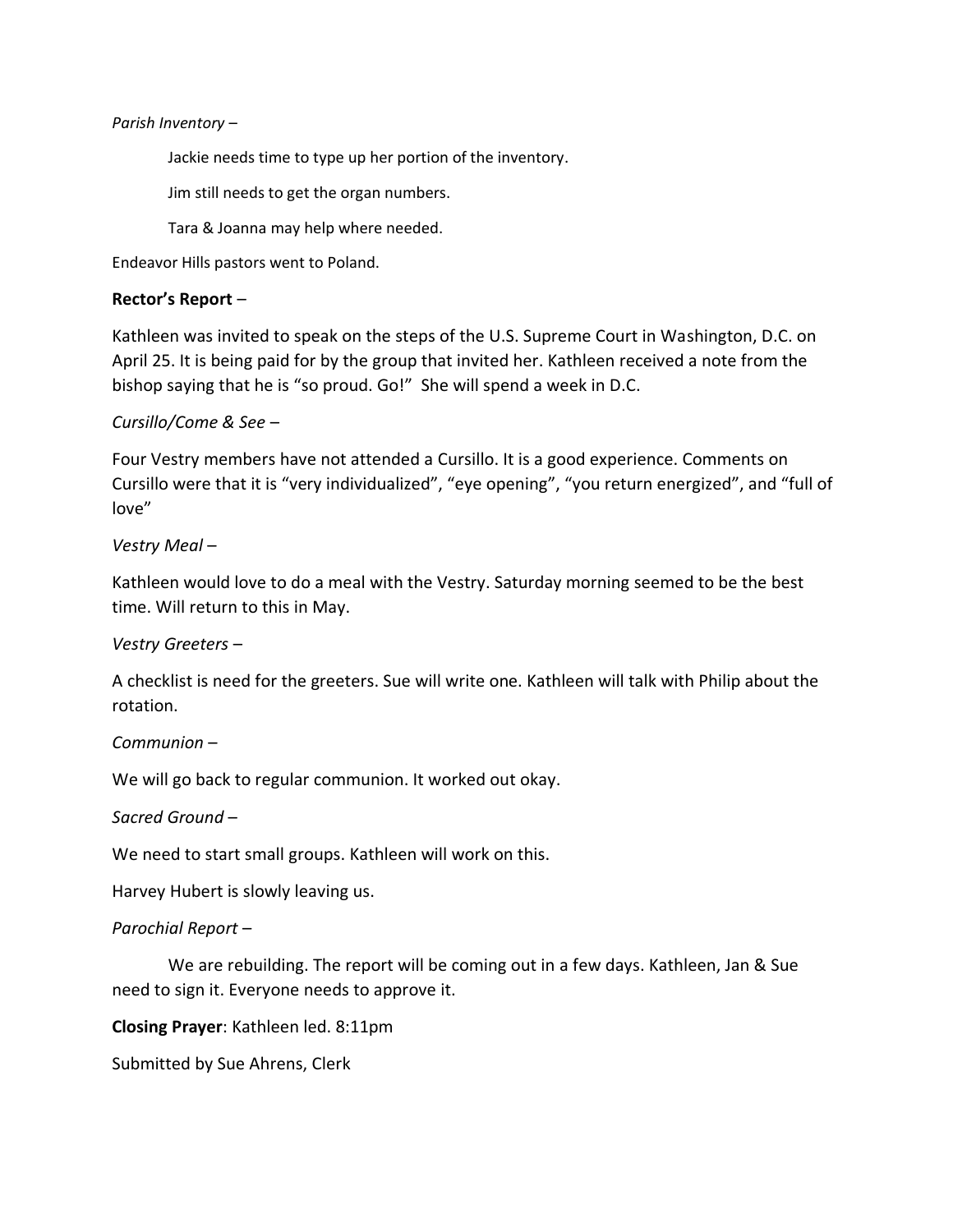*Parish Inventory* –

Jackie needs time to type up her portion of the inventory.

Jim still needs to get the organ numbers.

Tara & Joanna may help where needed.

Endeavor Hills pastors went to Poland.

**Rector's Report** –

Kathleen was invited to speak on the steps of the U.S. Supreme Court in Washington, D.C. on April 25. It is being paid for by the group that invited her. Kathleen received a note from the bishop saying that he is "so proud. Go!" She will spend a week in D.C.

*Cursillo/Come & See* –

Four Vestry members have not attended a Cursillo. It is a good experience. Comments on Cursillo were that it is "very individualized", "eye opening", "you return energized", and "full of love"

*Vestry Meal* –

Kathleen would love to do a meal with the Vestry. Saturday morning seemed to be the best time. Will return to this in May.

*Vestry Greeters* –

A checklist is need for the greeters. Sue will write one. Kathleen will talk with Philip about the rotation.

*Communion* –

We will go back to regular communion. It worked out okay.

*Sacred Ground* –

We need to start small groups. Kathleen will work on this.

Harvey Hubert is slowly leaving us.

*Parochial Report* –

We are rebuilding. The report will be coming out in a few days. Kathleen, Jan & Sue need to sign it. Everyone needs to approve it.

**Closing Prayer**: Kathleen led. 8:11pm

Submitted by Sue Ahrens, Clerk